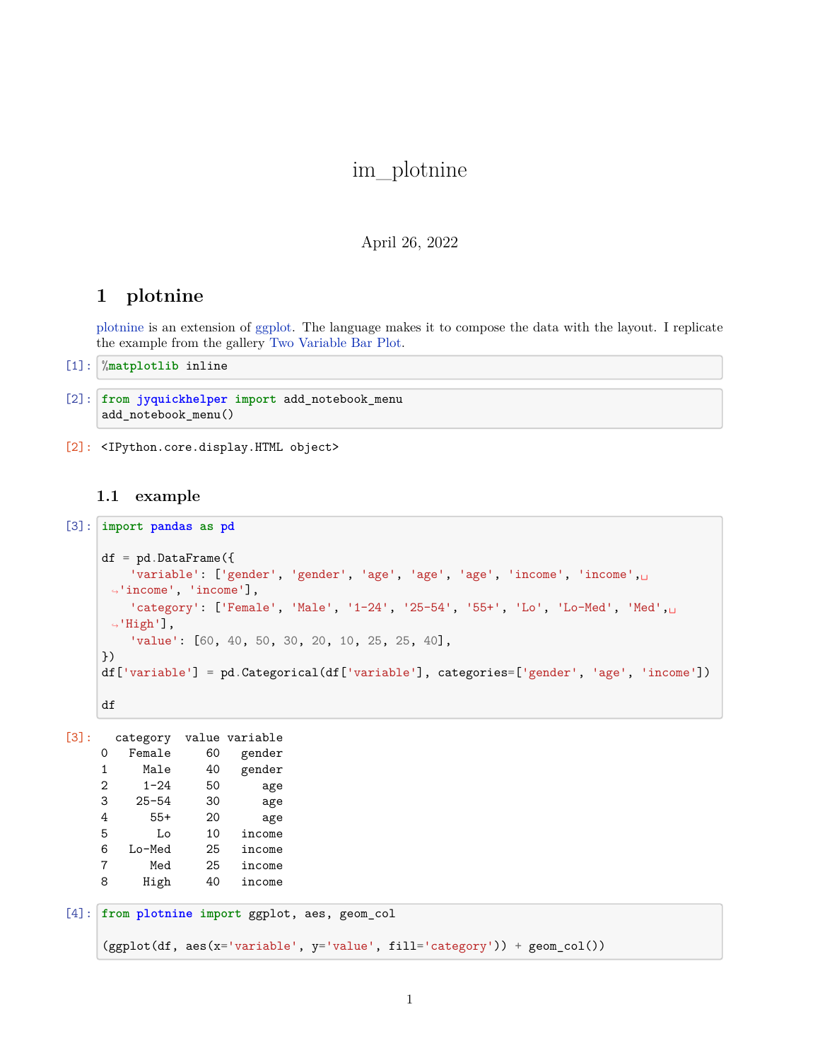# im_plotnine

April 26, 2022

## 1 plotnine

plotnine is an extension of ggplot. The language makes it to compose the data with the layout. I replicate the example from the gallery Two Variable Bar Plot.

[1]:
```
%matplotlib inline
```

[2]:
```
from jyquickhelper import add_notebook_menu
add_notebook_menu()
```

[2]:
```
<IPython.core.display.HTML object>
```

### 1.1 example

[3]:
```
import pandas as pd

df = pd.DataFrame({
    'variable': ['gender', 'gender', 'age', 'age', 'age', 'income', 'income',␣
 ↪'income', 'income'],
    'category': ['Female', 'Male', '1-24', '25-54', '55+', 'Lo', 'Lo-Med', 'Med',␣
 ↪'High'],
    'value': [60, 40, 50, 30, 20, 10, 25, 25, 40],
})
df['variable'] = pd.Categorical(df['variable'], categories=['gender', 'age', 'income'])

df
```

[3]:
```
  category  value variable
0   Female     60   gender
1     Male     40   gender
2     1-24     50      age
3    25-54     30      age
4      55+     20      age
5       Lo     10   income
6   Lo-Med     25   income
7      Med     25   income
8     High     40   income
```

[4]:
```
from plotnine import ggplot, aes, geom_col

(ggplot(df, aes(x='variable', y='value', fill='category')) + geom_col())
```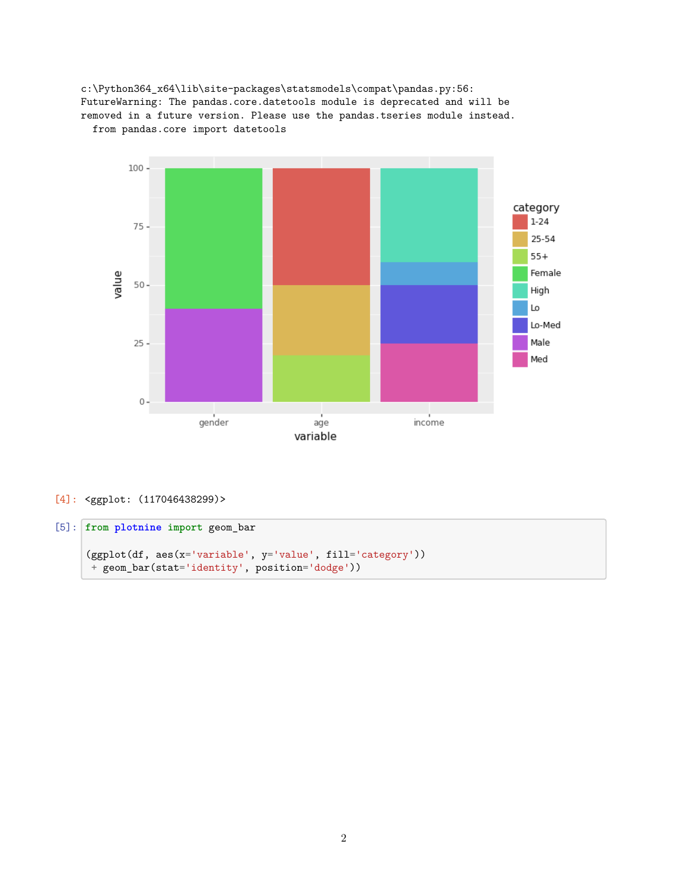```
c:\Python364_x64\lib\site-packages\statsmodels\compat\pandas.py:56:
FutureWarning: The pandas.core.datetools module is deprecated and will be
removed in a future version. Please use the pandas.tseries module instead.
  from pandas.core import datetools
```

[4]: <ggplot: (117046438299)>

[5]:
```
from plotnine import geom_bar

(ggplot(df, aes(x='variable', y='value', fill='category'))
 + geom_bar(stat='identity', position='dodge'))
```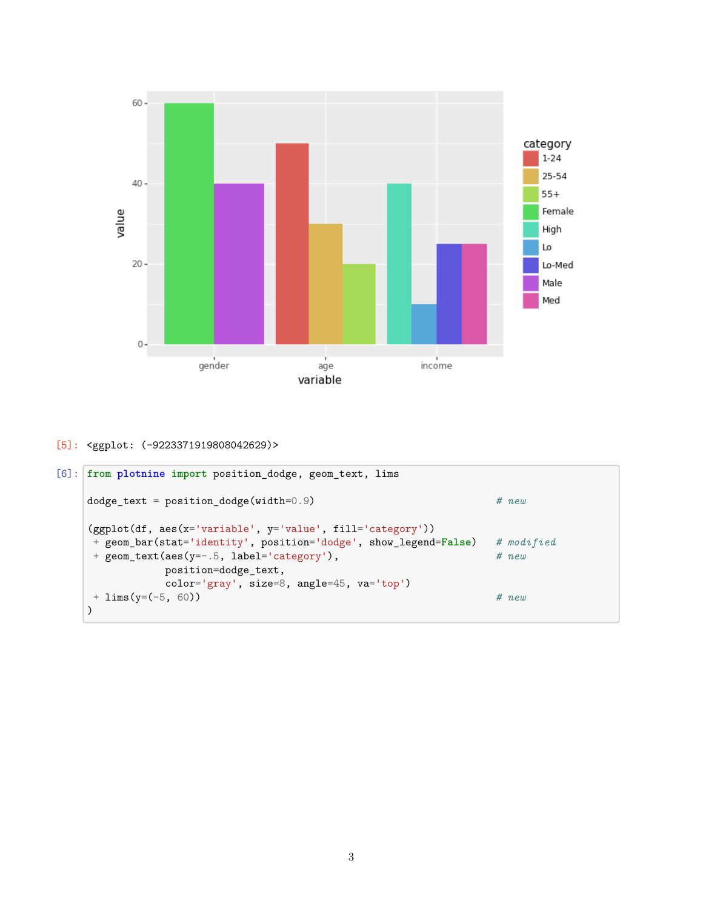[5]: <ggplot: (-9223371919808042629)>

[6]:
```
from plotnine import position_dodge, geom_text, lims

dodge_text = position_dodge(width=0.9)                              # new

(ggplot(df, aes(x='variable', y='value', fill='category'))
 + geom_bar(stat='identity', position='dodge', show_legend=False)   # modified
 + geom_text(aes(y=-.5, label='category'),                          # new
             position=dodge_text,
             color='gray', size=8, angle=45, va='top')
 + lims(y=(-5, 60))                                                 # new
)
```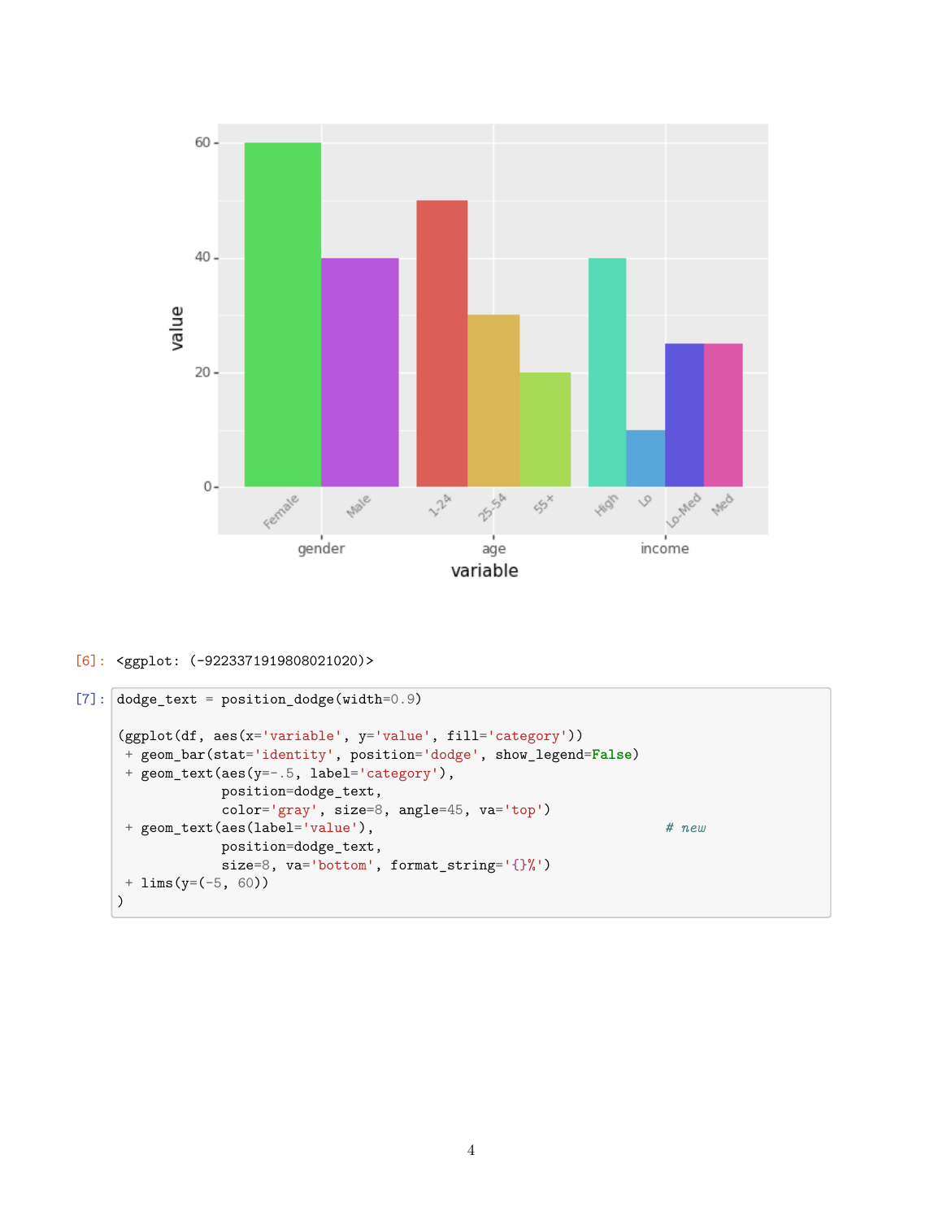[6]: <ggplot: (-9223371919808021020)>

[7]:
```
dodge_text = position_dodge(width=0.9)

(ggplot(df, aes(x='variable', y='value', fill='category'))
 + geom_bar(stat='identity', position='dodge', show_legend=False)
 + geom_text(aes(y=-.5, label='category'),
             position=dodge_text,
             color='gray', size=8, angle=45, va='top')
 + geom_text(aes(label='value'),                                # new
             position=dodge_text,
             size=8, va='bottom', format_string='{}%')
 + lims(y=(-5, 60))
)
```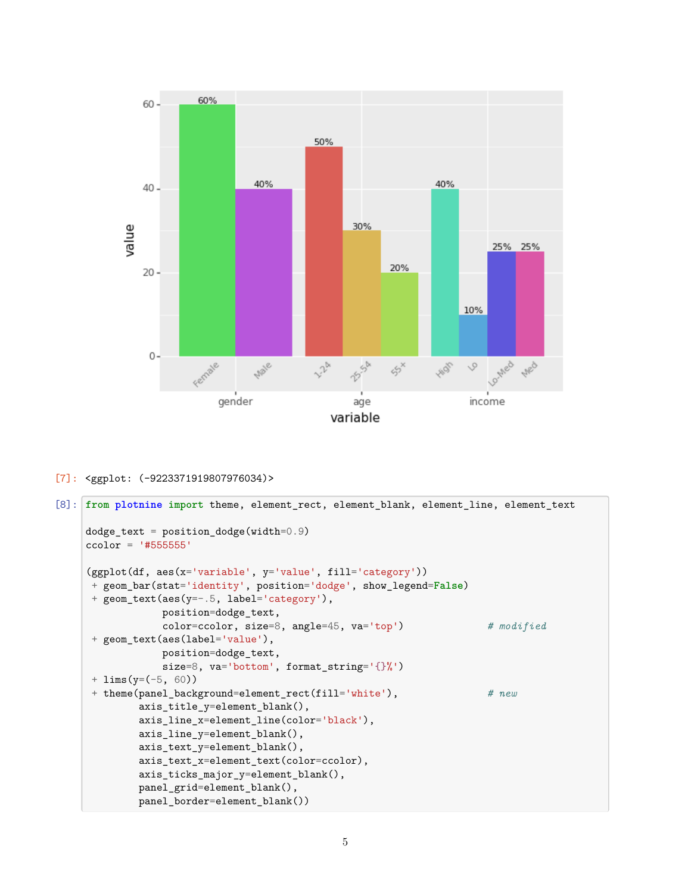[7]: <ggplot: (-9223371919807976034)>

[8]:
```
from plotnine import theme, element_rect, element_blank, element_line, element_text

dodge_text = position_dodge(width=0.9)
ccolor = '#555555'

(ggplot(df, aes(x='variable', y='value', fill='category'))
 + geom_bar(stat='identity', position='dodge', show_legend=False)
 + geom_text(aes(y=-.5, label='category'),
             position=dodge_text,
             color=ccolor, size=8, angle=45, va='top')              # modified
 + geom_text(aes(label='value'),
             position=dodge_text,
             size=8, va='bottom', format_string='{}%')
 + lims(y=(-5, 60))
 + theme(panel_background=element_rect(fill='white'),               # new
         axis_title_y=element_blank(),
         axis_line_x=element_line(color='black'),
         axis_line_y=element_blank(),
         axis_text_y=element_blank(),
         axis_text_x=element_text(color=ccolor),
         axis_ticks_major_y=element_blank(),
         panel_grid=element_blank(),
         panel_border=element_blank())
```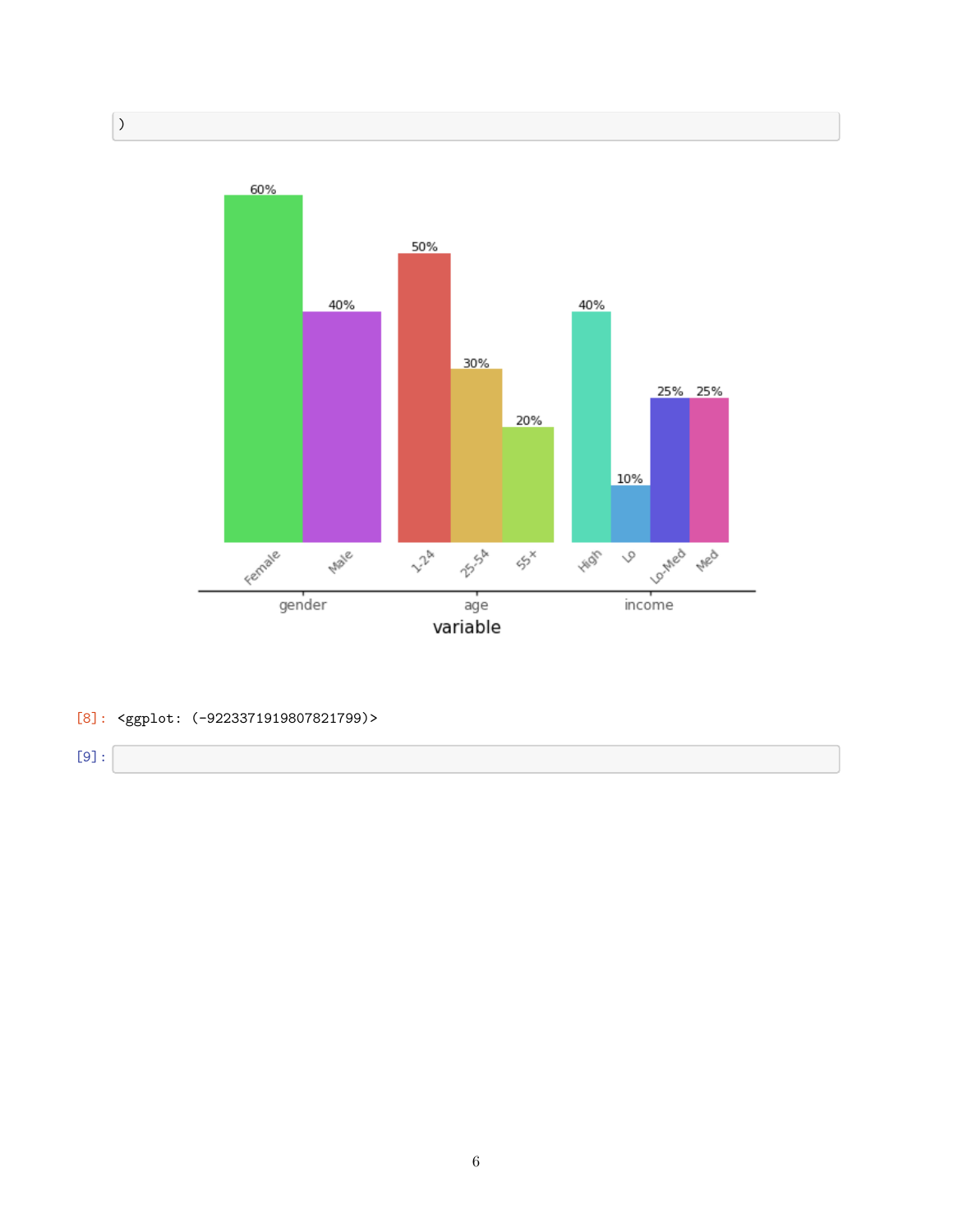```
)
```

60%
40%
50%
30%
20%
40%
10%
25%
25%

Female
Male
1-24
25-54
55+
High
Lo
Lo-Med
Med

gender
age
income

variable

[8]: <ggplot: (-9223371919807821799)>

[9]: